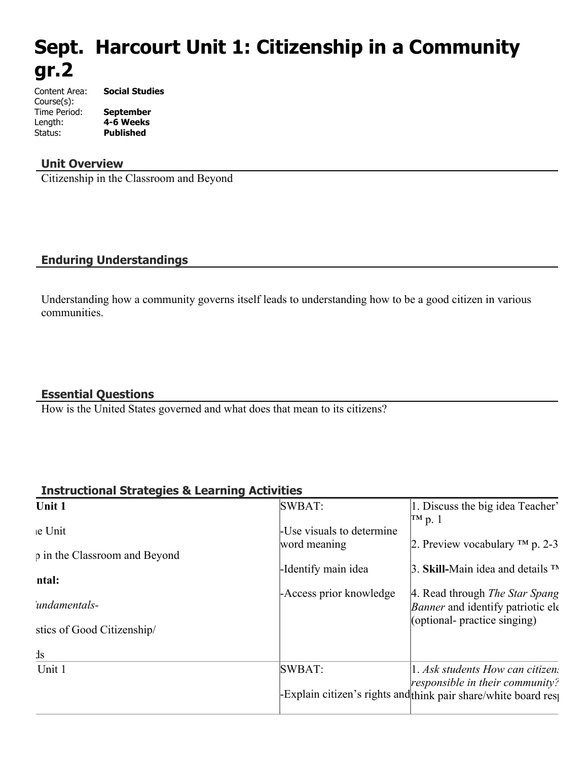# Sept. Harcourt Unit 1: Citizenship in a Community gr.2

Content Area: **Social Studies**
Course(s):
Time Period: **September**
Length: **4-6 Weeks**
Status: **Published**

## Unit Overview

Citizenship in the Classroom and Beyond

## Enduring Understandings

Understanding how a community governs itself leads to understanding how to be a good citizen in various communities.

## Essential Questions

How is the United States governed and what does that mean to its citizens?

## Instructional Strategies & Learning Activities

| | | |
|---|---|---|
| **Unit 1**<br><br>ne Unit<br><br>p in the Classroom and Beyond<br><br>**ntal:**<br><br>*undamentals-*<br><br>stics of Good Citizenship/<br><br>ds | SWBAT:<br><br>-Use visuals to determine word meaning<br><br>-Identify main idea<br><br>-Access prior knowledge | 1. Discuss the big idea Teacher' ™ p. 1<br><br>2. Preview vocabulary ™ p. 2-3<br><br>3. **Skill-**Main idea and details ™<br><br>4. Read through *The Star Spang Banner* and identify patriotic ele (optional- practice singing) |
| Unit 1 | SWBAT:<br><br>-Explain citizen's rights and | 1. *Ask students How can citizens responsible in their community?* think pair share/white board res |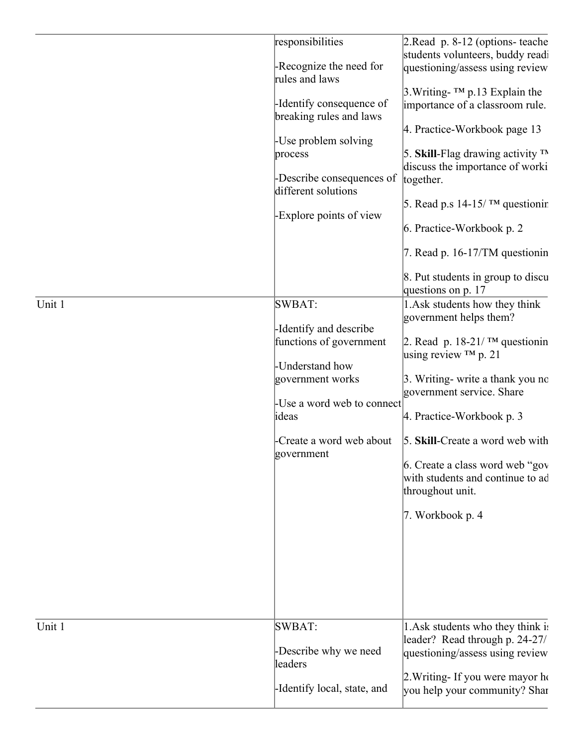| | | |
|---|---|---|
| | responsibilities<br><br>-Recognize the need for rules and laws<br><br>-Identify consequence of breaking rules and laws<br><br>-Use problem solving process<br><br>-Describe consequences of different solutions<br><br>-Explore points of view | 2.Read p. 8-12 (options- teache students volunteers, buddy readi questioning/assess using review<br><br>3.Writing- ™ p.13 Explain the importance of a classroom rule.<br><br>4. Practice-Workbook page 13<br><br>5. **Skill**-Flag drawing activity ™ discuss the importance of worki together.<br><br>5. Read p.s 14-15/ ™ questionin<br><br>6. Practice-Workbook p. 2<br><br>7. Read p. 16-17/TM questionin<br><br>8. Put students in group to discu questions on p. 17 |
| Unit 1 | SWBAT:<br><br>-Identify and describe functions of government<br><br>-Understand how government works<br><br>-Use a word web to connect ideas<br><br>-Create a word web about government | 1.Ask students how they think government helps them?<br><br>2. Read p. 18-21/ ™ questionin using review ™ p. 21<br><br>3. Writing- write a thank you no government service. Share<br><br>4. Practice-Workbook p. 3<br><br>5. **Skill**-Create a word web with<br><br>6. Create a class word web "gov with students and continue to ad throughout unit.<br><br>7. Workbook p. 4 |
| Unit 1 | SWBAT:<br><br>-Describe why we need leaders<br><br>-Identify local, state, and | 1.Ask students who they think i leader? Read through p. 24-27/ questioning/assess using review<br><br>2.Writing- If you were mayor ho you help your community? Shar |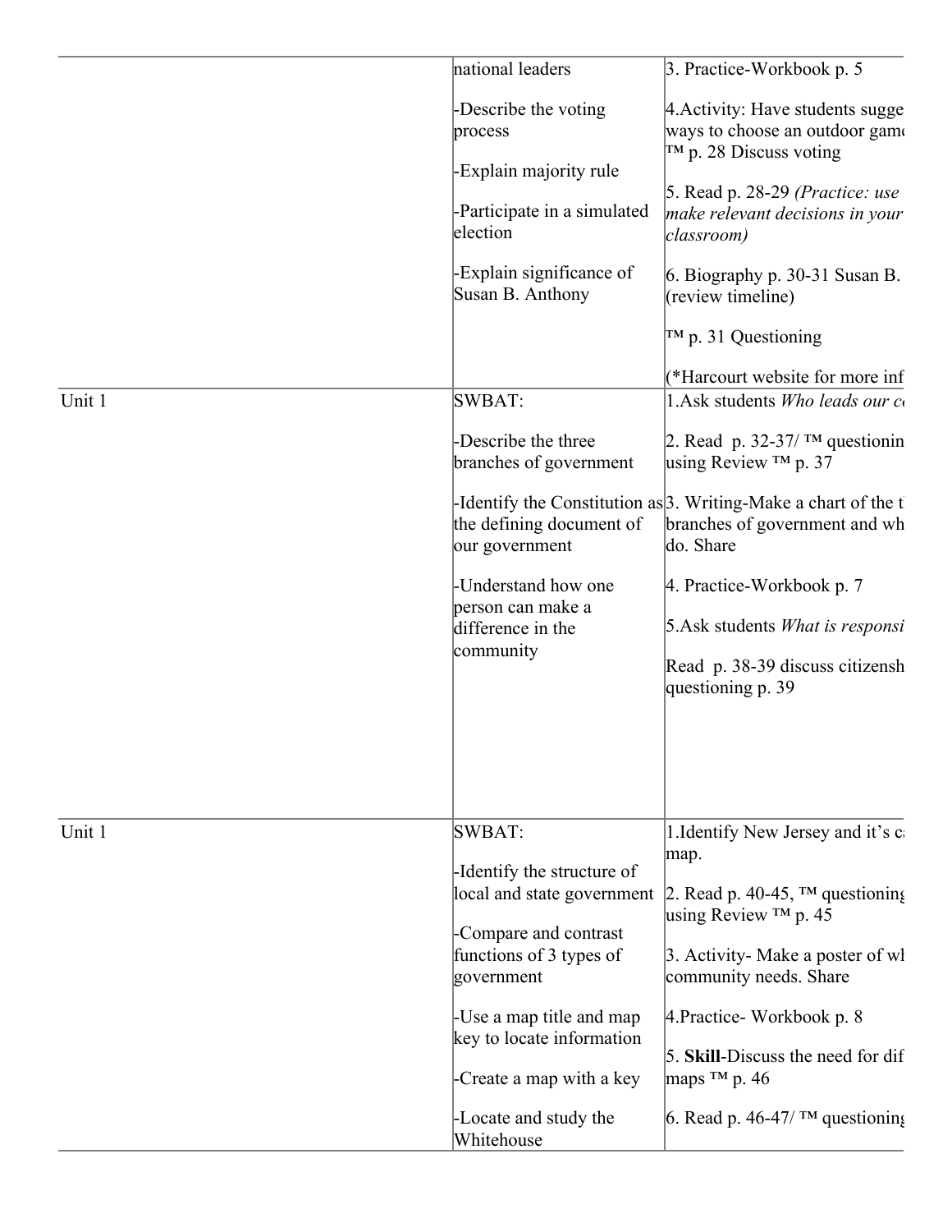| | | |
|---|---|---|
| | national leaders<br><br>-Describe the voting process<br><br>-Explain majority rule<br><br>-Participate in a simulated election<br><br>-Explain significance of Susan B. Anthony | 3. Practice-Workbook p. 5<br><br>4.Activity: Have students sugge ways to choose an outdoor game ™ p. 28 Discuss voting<br><br>5. Read p. 28-29 *(Practice: use make relevant decisions in your classroom)*<br><br>6. Biography p. 30-31 Susan B. (review timeline)<br><br>™ p. 31 Questioning<br><br>(*Harcourt website for more inf |
| Unit 1 | SWBAT:<br><br>-Describe the three branches of government<br><br>-Identify the Constitution as the defining document of our government<br><br>-Understand how one person can make a difference in the community | 1.Ask students *Who leads our c*<br><br>2. Read p. 32-37/ ™ questionin using Review ™ p. 37<br><br>3. Writing-Make a chart of the t branches of government and wh do. Share<br><br>4. Practice-Workbook p. 7<br><br>5.Ask students *What is responsi*<br><br>Read p. 38-39 discuss citizensh questioning p. 39 |
| Unit 1 | SWBAT:<br><br>-Identify the structure of local and state government<br><br>-Compare and contrast functions of 3 types of government<br><br>-Use a map title and map key to locate information<br><br>-Create a map with a key<br><br>-Locate and study the Whitehouse | 1.Identify New Jersey and it's c map.<br><br>2. Read p. 40-45, ™ questioning using Review ™ p. 45<br><br>3. Activity- Make a poster of wl community needs. Share<br><br>4.Practice- Workbook p. 8<br><br>5. **Skill**-Discuss the need for dif maps ™ p. 46<br><br>6. Read p. 46-47/ ™ questioning |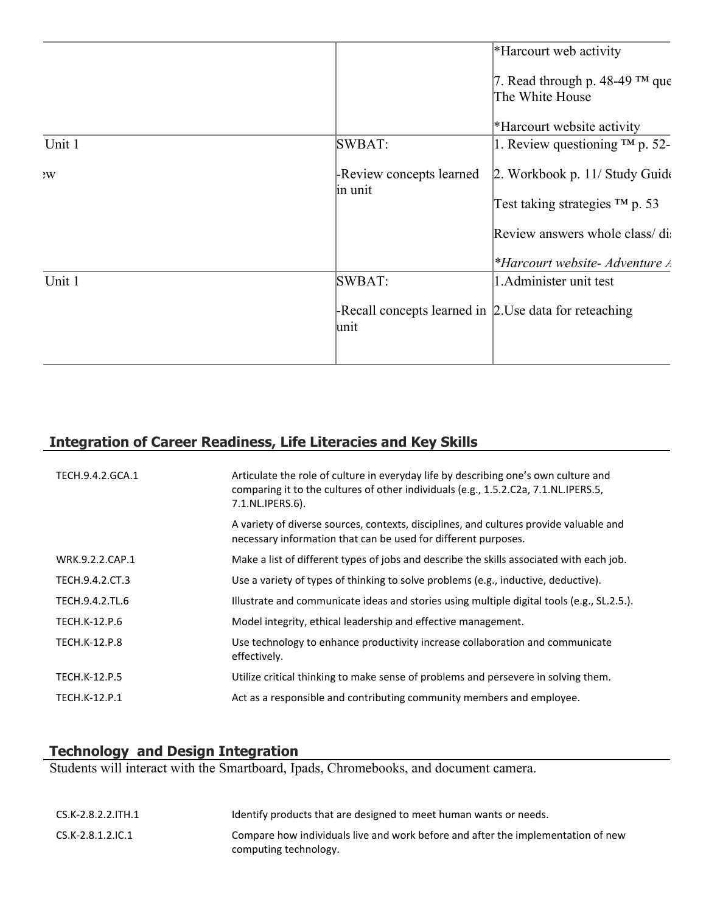| | | *Harcourt web activity<br><br>7. Read through p. 48-49 ™ que The White House<br><br>*Harcourt website activity |
|---|---|---|
| Unit 1<br><br>:w | SWBAT:<br><br>-Review concepts learned in unit | 1. Review questioning ™ p. 52-<br><br>2. Workbook p. 11/ Study Guid<br><br>Test taking strategies ™ p. 53<br><br>Review answers whole class/ di<br><br>*Harcourt website- Adventure A* |
| Unit 1 | SWBAT:<br><br>-Recall concepts learned in unit | 1.Administer unit test<br><br>2.Use data for reteaching |

## Integration of Career Readiness, Life Literacies and Key Skills

| | |
|---|---|
| TECH.9.4.2.GCA.1 | Articulate the role of culture in everyday life by describing one's own culture and comparing it to the cultures of other individuals (e.g., 1.5.2.C2a, 7.1.NL.IPERS.5, 7.1.NL.IPERS.6). |
| | A variety of diverse sources, contexts, disciplines, and cultures provide valuable and necessary information that can be used for different purposes. |
| WRK.9.2.2.CAP.1 | Make a list of different types of jobs and describe the skills associated with each job. |
| TECH.9.4.2.CT.3 | Use a variety of types of thinking to solve problems (e.g., inductive, deductive). |
| TECH.9.4.2.TL.6 | Illustrate and communicate ideas and stories using multiple digital tools (e.g., SL.2.5.). |
| TECH.K-12.P.6 | Model integrity, ethical leadership and effective management. |
| TECH.K-12.P.8 | Use technology to enhance productivity increase collaboration and communicate effectively. |
| TECH.K-12.P.5 | Utilize critical thinking to make sense of problems and persevere in solving them. |
| TECH.K-12.P.1 | Act as a responsible and contributing community members and employee. |

## Technology and Design Integration

Students will interact with the Smartboard, Ipads, Chromebooks, and document camera.

| | |
|---|---|
| CS.K-2.8.2.2.ITH.1 | Identify products that are designed to meet human wants or needs. |
| CS.K-2.8.1.2.IC.1 | Compare how individuals live and work before and after the implementation of new computing technology. |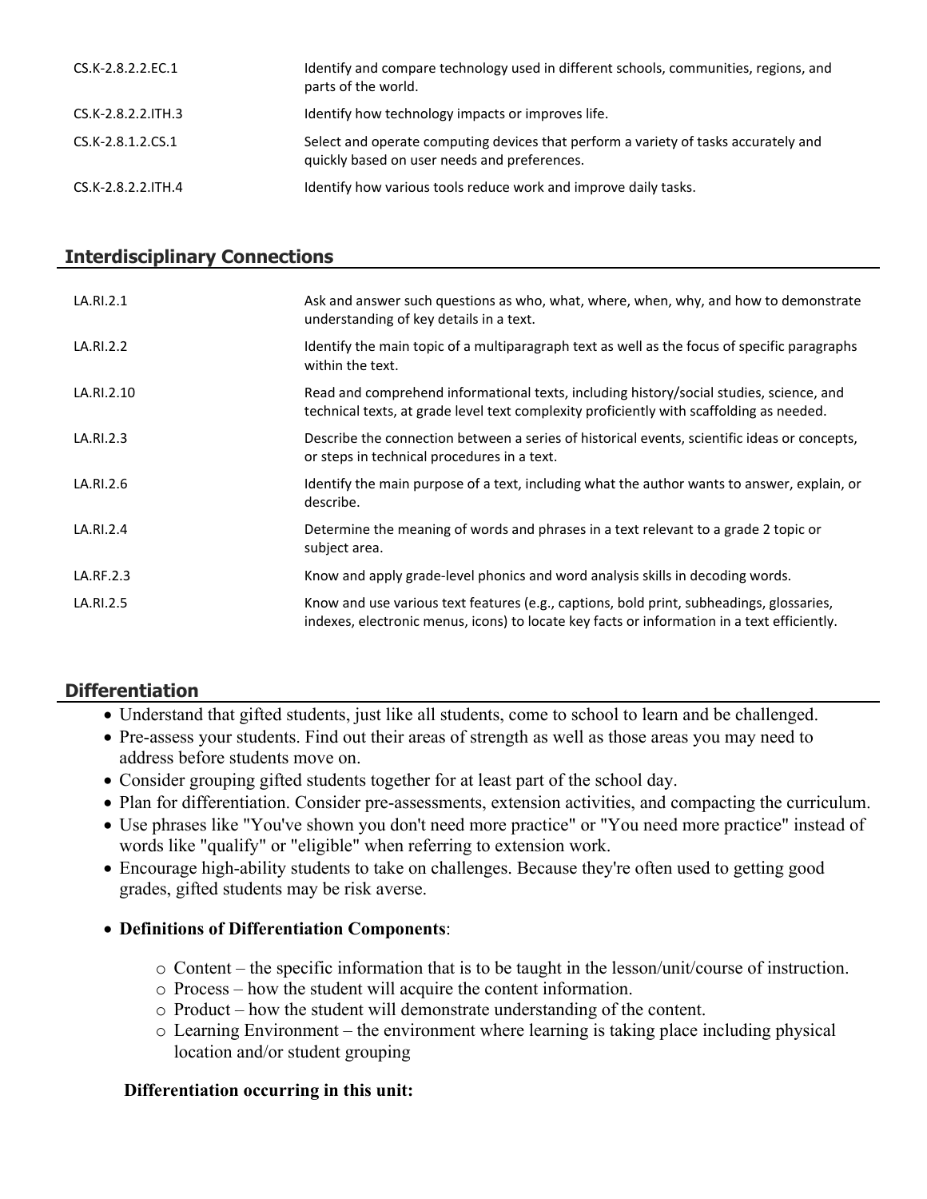| | |
|---|---|
| CS.K-2.8.2.2.EC.1 | Identify and compare technology used in different schools, communities, regions, and parts of the world. |
| CS.K-2.8.2.2.ITH.3 | Identify how technology impacts or improves life. |
| CS.K-2.8.1.2.CS.1 | Select and operate computing devices that perform a variety of tasks accurately and quickly based on user needs and preferences. |
| CS.K-2.8.2.2.ITH.4 | Identify how various tools reduce work and improve daily tasks. |

## Interdisciplinary Connections

| | |
|---|---|
| LA.RI.2.1 | Ask and answer such questions as who, what, where, when, why, and how to demonstrate understanding of key details in a text. |
| LA.RI.2.2 | Identify the main topic of a multiparagraph text as well as the focus of specific paragraphs within the text. |
| LA.RI.2.10 | Read and comprehend informational texts, including history/social studies, science, and technical texts, at grade level text complexity proficiently with scaffolding as needed. |
| LA.RI.2.3 | Describe the connection between a series of historical events, scientific ideas or concepts, or steps in technical procedures in a text. |
| LA.RI.2.6 | Identify the main purpose of a text, including what the author wants to answer, explain, or describe. |
| LA.RI.2.4 | Determine the meaning of words and phrases in a text relevant to a grade 2 topic or subject area. |
| LA.RF.2.3 | Know and apply grade-level phonics and word analysis skills in decoding words. |
| LA.RI.2.5 | Know and use various text features (e.g., captions, bold print, subheadings, glossaries, indexes, electronic menus, icons) to locate key facts or information in a text efficiently. |

## Differentiation

- Understand that gifted students, just like all students, come to school to learn and be challenged.
- Pre-assess your students. Find out their areas of strength as well as those areas you may need to address before students move on.
- Consider grouping gifted students together for at least part of the school day.
- Plan for differentiation. Consider pre-assessments, extension activities, and compacting the curriculum.
- Use phrases like "You've shown you don't need more practice" or "You need more practice" instead of words like "qualify" or "eligible" when referring to extension work.
- Encourage high-ability students to take on challenges. Because they're often used to getting good grades, gifted students may be risk averse.
- **Definitions of Differentiation Components**:
  - Content – the specific information that is to be taught in the lesson/unit/course of instruction.
  - Process – how the student will acquire the content information.
  - Product – how the student will demonstrate understanding of the content.
  - Learning Environment – the environment where learning is taking place including physical location and/or student grouping

**Differentiation occurring in this unit:**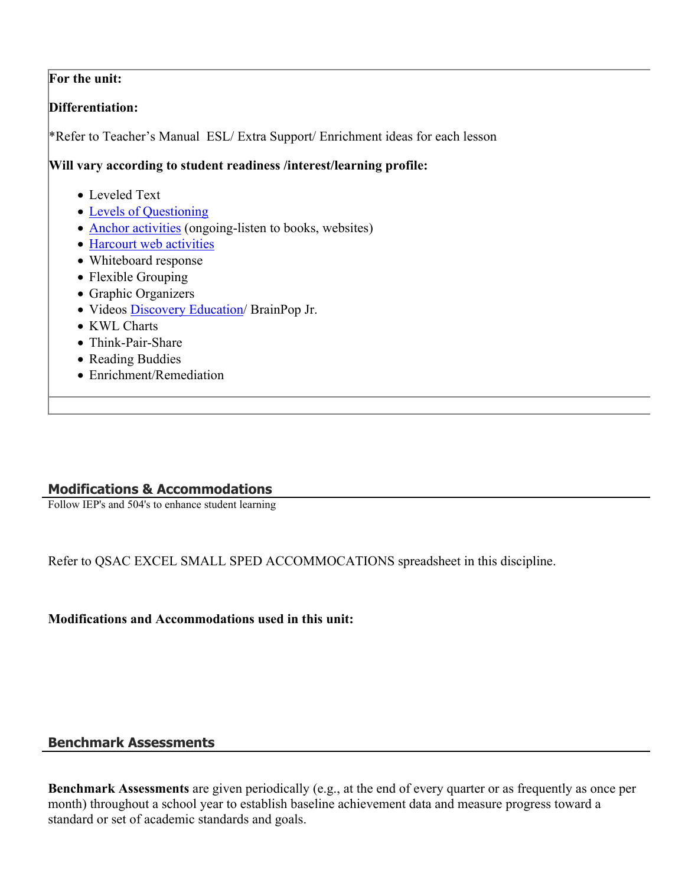**For the unit:**

**Differentiation:**

*Refer to Teacher's Manual  ESL/ Extra Support/ Enrichment ideas for each lesson

**Will vary according to student readiness /interest/learning profile:**

- Leveled Text
- Levels of Questioning
- Anchor activities (ongoing-listen to books, websites)
- Harcourt web activities
- Whiteboard response
- Flexible Grouping
- Graphic Organizers
- Videos Discovery Education/ BrainPop Jr.
- KWL Charts
- Think-Pair-Share
- Reading Buddies
- Enrichment/Remediation

## Modifications & Accommodations

Follow IEP's and 504's to enhance student learning

Refer to QSAC EXCEL SMALL SPED ACCOMMOCATIONS spreadsheet in this discipline.

**Modifications and Accommodations used in this unit:**

## Benchmark Assessments

**Benchmark Assessments** are given periodically (e.g., at the end of every quarter or as frequently as once per month) throughout a school year to establish baseline achievement data and measure progress toward a standard or set of academic standards and goals.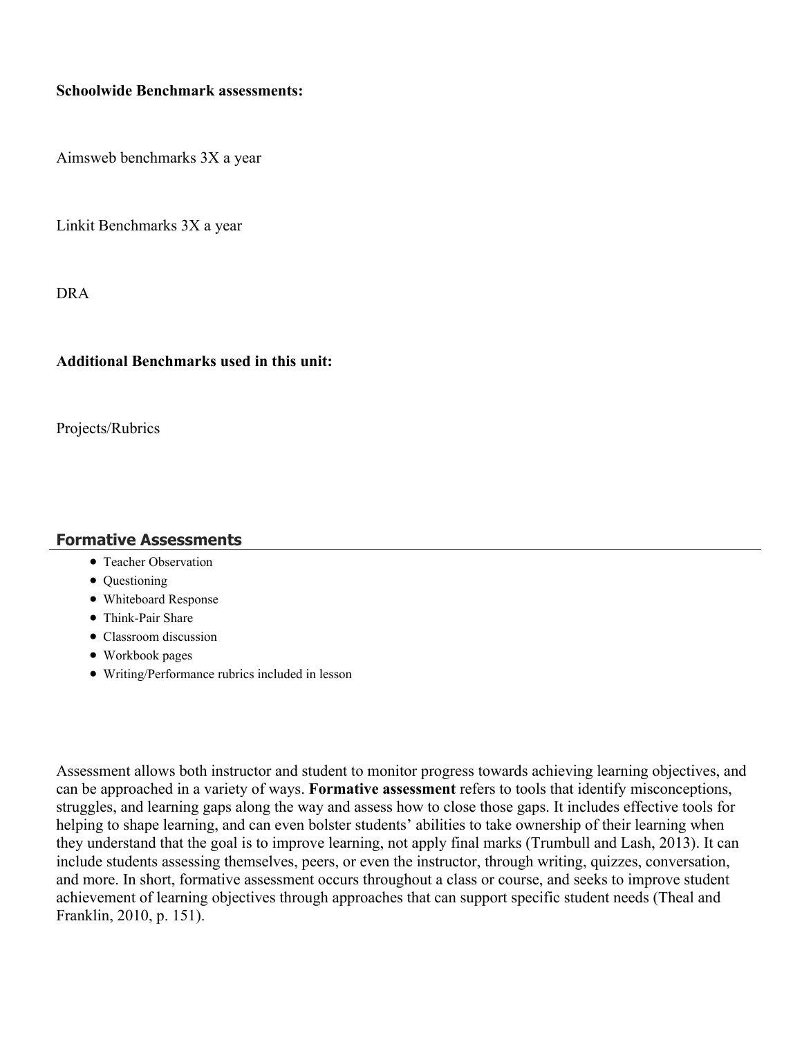**Schoolwide Benchmark assessments:**

Aimsweb benchmarks 3X a year

Linkit Benchmarks 3X a year

DRA

**Additional Benchmarks used in this unit:**

Projects/Rubrics

## Formative Assessments

- Teacher Observation
- Questioning
- Whiteboard Response
- Think-Pair Share
- Classroom discussion
- Workbook pages
- Writing/Performance rubrics included in lesson

Assessment allows both instructor and student to monitor progress towards achieving learning objectives, and can be approached in a variety of ways. **Formative assessment** refers to tools that identify misconceptions, struggles, and learning gaps along the way and assess how to close those gaps. It includes effective tools for helping to shape learning, and can even bolster students' abilities to take ownership of their learning when they understand that the goal is to improve learning, not apply final marks (Trumbull and Lash, 2013). It can include students assessing themselves, peers, or even the instructor, through writing, quizzes, conversation, and more. In short, formative assessment occurs throughout a class or course, and seeks to improve student achievement of learning objectives through approaches that can support specific student needs (Theal and Franklin, 2010, p. 151).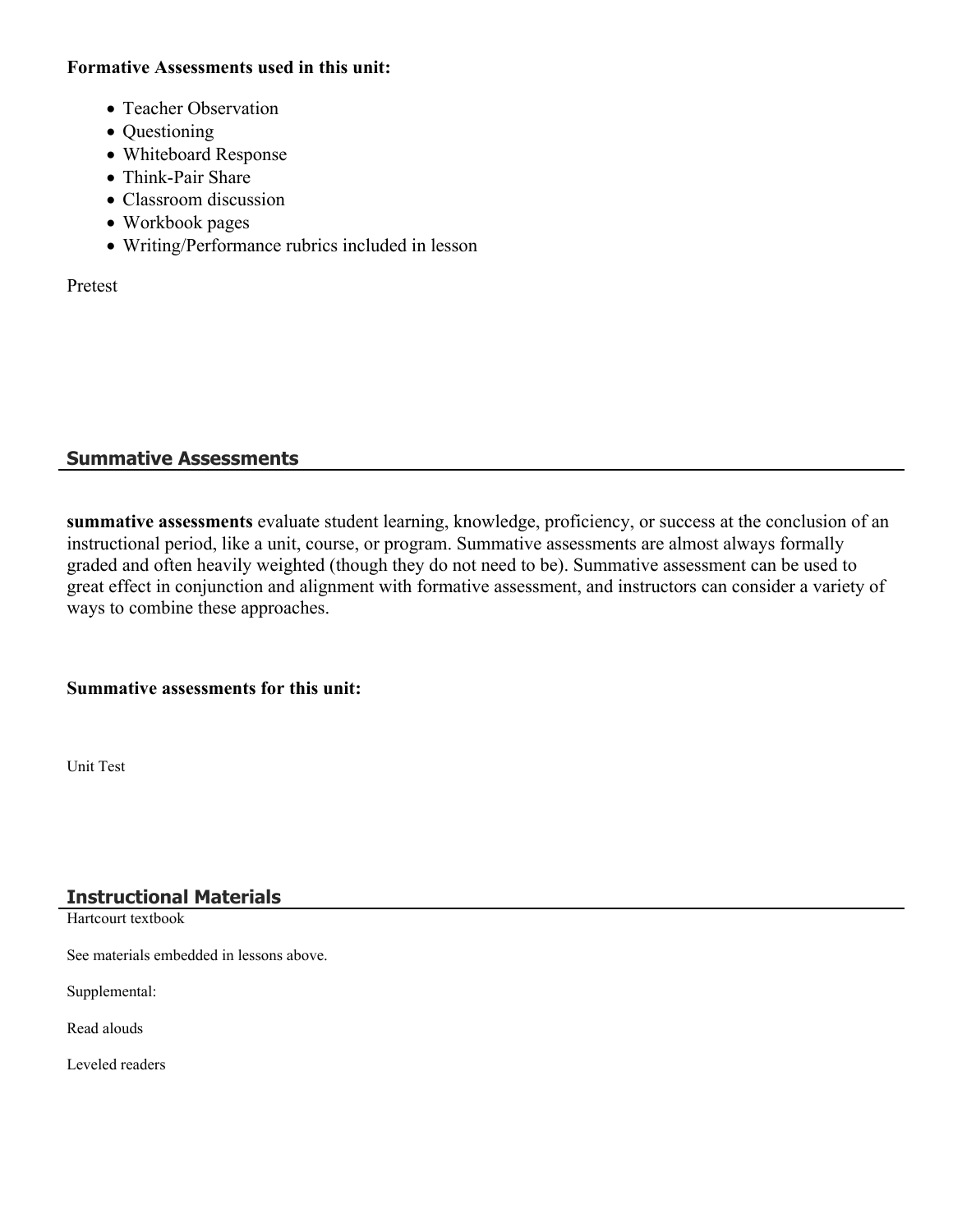**Formative Assessments used in this unit:**

- Teacher Observation
- Questioning
- Whiteboard Response
- Think-Pair Share
- Classroom discussion
- Workbook pages
- Writing/Performance rubrics included in lesson

Pretest

## Summative Assessments

**summative assessments** evaluate student learning, knowledge, proficiency, or success at the conclusion of an instructional period, like a unit, course, or program. Summative assessments are almost always formally graded and often heavily weighted (though they do not need to be). Summative assessment can be used to great effect in conjunction and alignment with formative assessment, and instructors can consider a variety of ways to combine these approaches.

**Summative assessments for this unit:**

Unit Test

## Instructional Materials

Hartcourt textbook

See materials embedded in lessons above.

Supplemental:

Read alouds

Leveled readers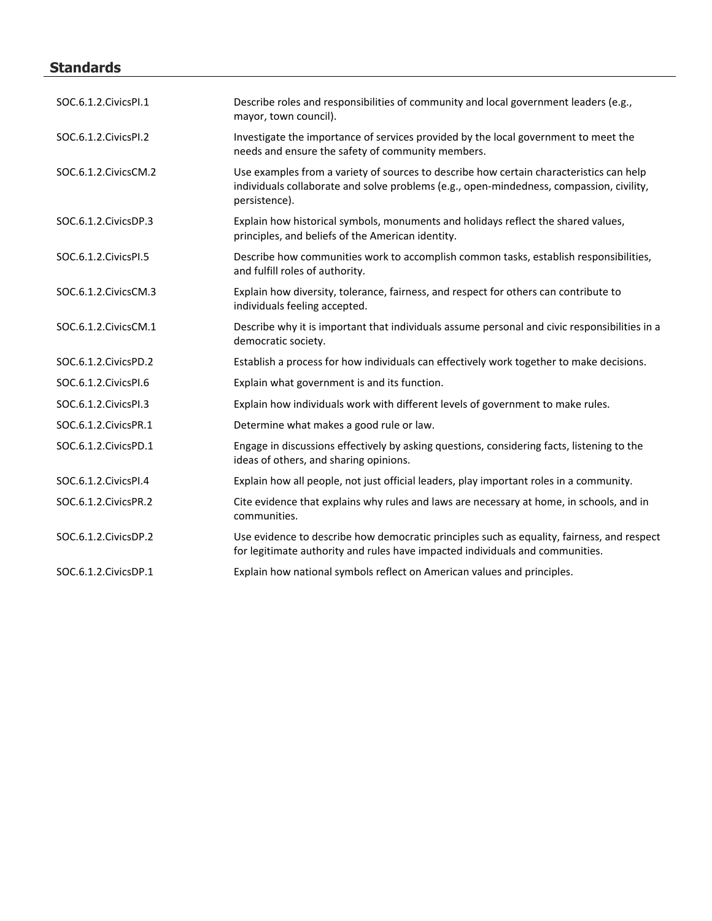## Standards

| | |
|---|---|
| SOC.6.1.2.CivicsPI.1 | Describe roles and responsibilities of community and local government leaders (e.g., mayor, town council). |
| SOC.6.1.2.CivicsPI.2 | Investigate the importance of services provided by the local government to meet the needs and ensure the safety of community members. |
| SOC.6.1.2.CivicsCM.2 | Use examples from a variety of sources to describe how certain characteristics can help individuals collaborate and solve problems (e.g., open-mindedness, compassion, civility, persistence). |
| SOC.6.1.2.CivicsDP.3 | Explain how historical symbols, monuments and holidays reflect the shared values, principles, and beliefs of the American identity. |
| SOC.6.1.2.CivicsPI.5 | Describe how communities work to accomplish common tasks, establish responsibilities, and fulfill roles of authority. |
| SOC.6.1.2.CivicsCM.3 | Explain how diversity, tolerance, fairness, and respect for others can contribute to individuals feeling accepted. |
| SOC.6.1.2.CivicsCM.1 | Describe why it is important that individuals assume personal and civic responsibilities in a democratic society. |
| SOC.6.1.2.CivicsPD.2 | Establish a process for how individuals can effectively work together to make decisions. |
| SOC.6.1.2.CivicsPI.6 | Explain what government is and its function. |
| SOC.6.1.2.CivicsPI.3 | Explain how individuals work with different levels of government to make rules. |
| SOC.6.1.2.CivicsPR.1 | Determine what makes a good rule or law. |
| SOC.6.1.2.CivicsPD.1 | Engage in discussions effectively by asking questions, considering facts, listening to the ideas of others, and sharing opinions. |
| SOC.6.1.2.CivicsPI.4 | Explain how all people, not just official leaders, play important roles in a community. |
| SOC.6.1.2.CivicsPR.2 | Cite evidence that explains why rules and laws are necessary at home, in schools, and in communities. |
| SOC.6.1.2.CivicsDP.2 | Use evidence to describe how democratic principles such as equality, fairness, and respect for legitimate authority and rules have impacted individuals and communities. |
| SOC.6.1.2.CivicsDP.1 | Explain how national symbols reflect on American values and principles. |